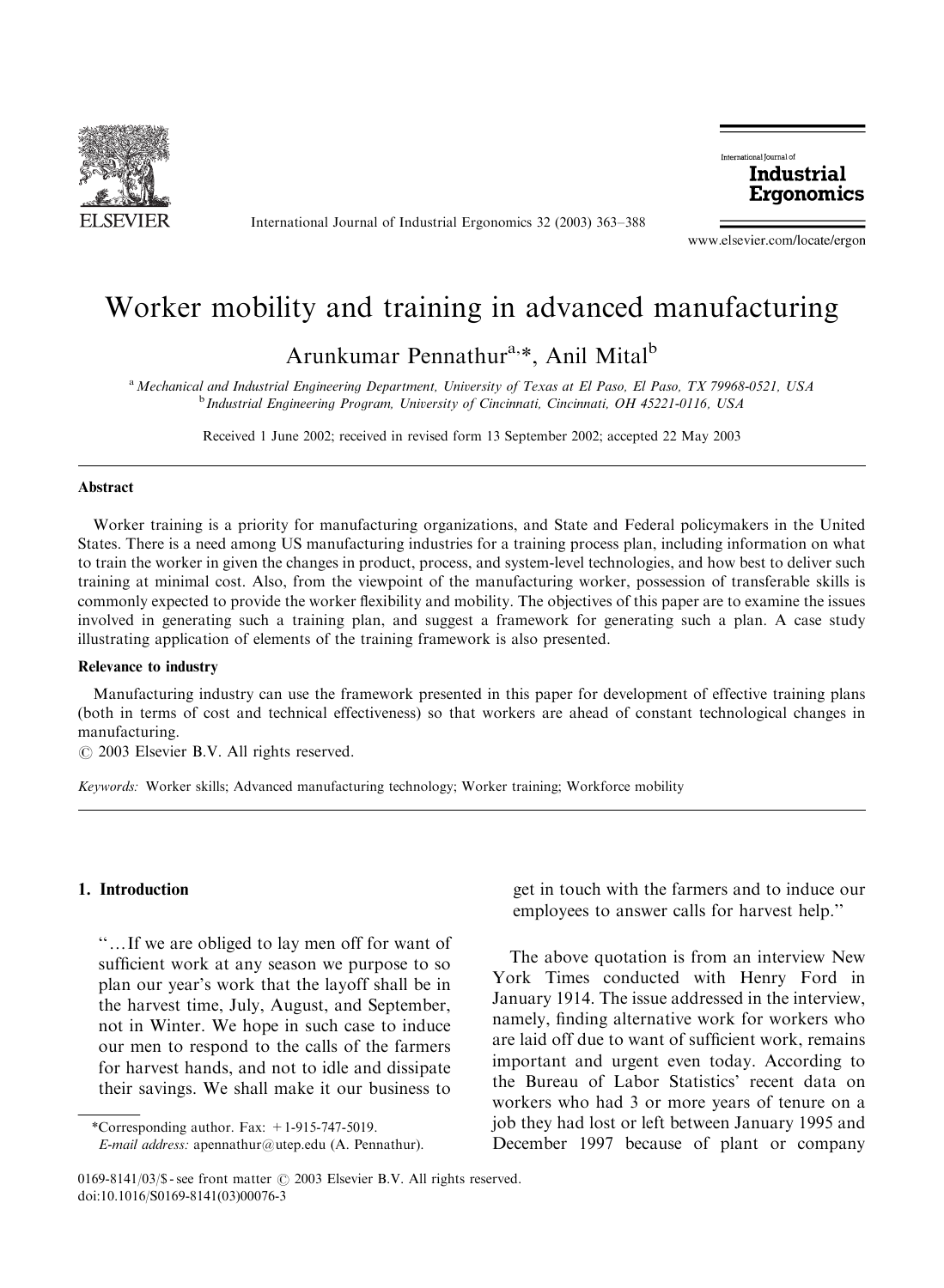# Worker mobility and training in advanced manufacturing

Arunkumar Pennathur[a,*], Anil Mital[b]

[a] Mechanical and Industrial Engineering Department, University of Texas at El Paso, El Paso, TX 79968-0521, USA
[b] Industrial Engineering Program, University of Cincinnati, Cincinnati, OH 45221-0116, USA

Received 1 June 2002; received in revised form 13 September 2002; accepted 22 May 2003

## Abstract

Worker training is a priority for manufacturing organizations, and State and Federal policymakers in the United States. There is a need among US manufacturing industries for a training process plan, including information on what to train the worker in given the changes in product, process, and system-level technologies, and how best to deliver such training at minimal cost. Also, from the viewpoint of the manufacturing worker, possession of transferable skills is commonly expected to provide the worker flexibility and mobility. The objectives of this paper are to examine the issues involved in generating such a training plan, and suggest a framework for generating such a plan. A case study illustrating application of elements of the training framework is also presented.

### Relevance to industry

Manufacturing industry can use the framework presented in this paper for development of effective training plans (both in terms of cost and technical effectiveness) so that workers are ahead of constant technological changes in manufacturing.

© 2003 Elsevier B.V. All rights reserved.

*Keywords:* Worker skills; Advanced manufacturing technology; Worker training; Workforce mobility

## 1. Introduction

> "…If we are obliged to lay men off for want of sufficient work at any season we purpose to so plan our year's work that the layoff shall be in the harvest time, July, August, and September, not in Winter. We hope in such case to induce our men to respond to the calls of the farmers for harvest hands, and not to idle and dissipate their savings. We shall make it our business to get in touch with the farmers and to induce our employees to answer calls for harvest help."

The above quotation is from an interview New York Times conducted with Henry Ford in January 1914. The issue addressed in the interview, namely, finding alternative work for workers who are laid off due to want of sufficient work, remains important and urgent even today. According to the Bureau of Labor Statistics' recent data on workers who had 3 or more years of tenure on a job they had lost or left between January 1995 and December 1997 because of plant or company

*Corresponding author. Fax: +1-915-747-5019.
*E-mail address:* apennathur@utep.edu (A. Pennathur).

0169-8141/03/$ - see front matter © 2003 Elsevier B.V. All rights reserved.
doi:10.1016/S0169-8141(03)00076-3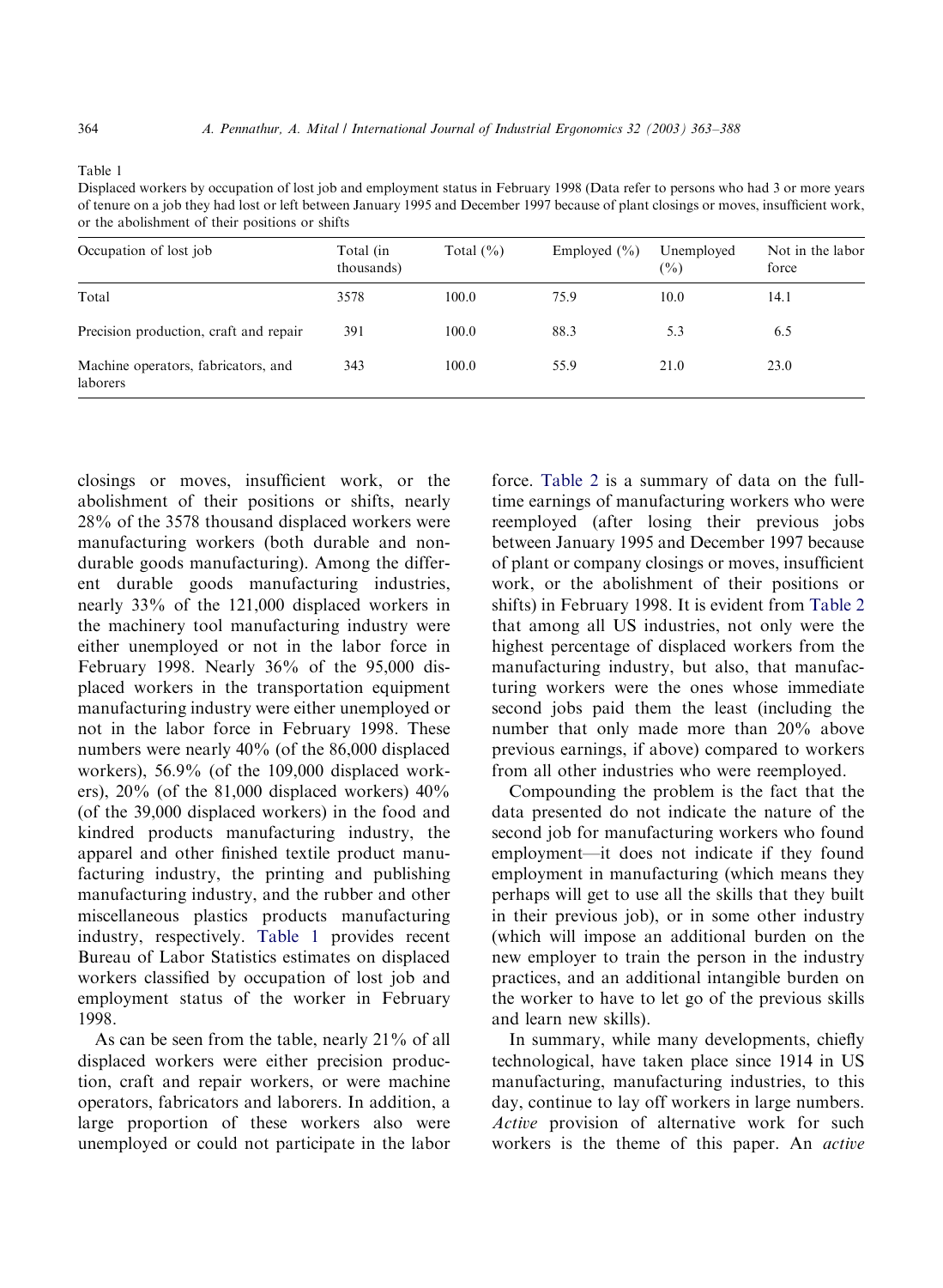Table 1

Displaced workers by occupation of lost job and employment status in February 1998 (Data refer to persons who had 3 or more years of tenure on a job they had lost or left between January 1995 and December 1997 because of plant closings or moves, insufficient work, or the abolishment of their positions or shifts

| Occupation of lost job | Total (in thousands) | Total (%) | Employed (%) | Unemployed (%) | Not in the labor force |
|---|---|---|---|---|---|
| Total | 3578 | 100.0 | 75.9 | 10.0 | 14.1 |
| Precision production, craft and repair | 391 | 100.0 | 88.3 | 5.3 | 6.5 |
| Machine operators, fabricators, and laborers | 343 | 100.0 | 55.9 | 21.0 | 23.0 |

closings or moves, insufficient work, or the abolishment of their positions or shifts, nearly 28% of the 3578 thousand displaced workers were manufacturing workers (both durable and non-durable goods manufacturing). Among the different durable goods manufacturing industries, nearly 33% of the 121,000 displaced workers in the machinery tool manufacturing industry were either unemployed or not in the labor force in February 1998. Nearly 36% of the 95,000 displaced workers in the transportation equipment manufacturing industry were either unemployed or not in the labor force in February 1998. These numbers were nearly 40% (of the 86,000 displaced workers), 56.9% (of the 109,000 displaced workers), 20% (of the 81,000 displaced workers) 40% (of the 39,000 displaced workers) in the food and kindred products manufacturing industry, the apparel and other finished textile product manufacturing industry, the printing and publishing manufacturing industry, and the rubber and other miscellaneous plastics products manufacturing industry, respectively. Table 1 provides recent Bureau of Labor Statistics estimates on displaced workers classified by occupation of lost job and employment status of the worker in February 1998.

As can be seen from the table, nearly 21% of all displaced workers were either precision production, craft and repair workers, or were machine operators, fabricators and laborers. In addition, a large proportion of these workers also were unemployed or could not participate in the labor force. Table 2 is a summary of data on the full-time earnings of manufacturing workers who were reemployed (after losing their previous jobs between January 1995 and December 1997 because of plant or company closings or moves, insufficient work, or the abolishment of their positions or shifts) in February 1998. It is evident from Table 2 that among all US industries, not only were the highest percentage of displaced workers from the manufacturing industry, but also, that manufacturing workers were the ones whose immediate second jobs paid them the least (including the number that only made more than 20% above previous earnings, if above) compared to workers from all other industries who were reemployed.

Compounding the problem is the fact that the data presented do not indicate the nature of the second job for manufacturing workers who found employment—it does not indicate if they found employment in manufacturing (which means they perhaps will get to use all the skills that they built in their previous job), or in some other industry (which will impose an additional burden on the new employer to train the person in the industry practices, and an additional intangible burden on the worker to have to let go of the previous skills and learn new skills).

In summary, while many developments, chiefly technological, have taken place since 1914 in US manufacturing, manufacturing industries, to this day, continue to lay off workers in large numbers. *Active* provision of alternative work for such workers is the theme of this paper. An *active*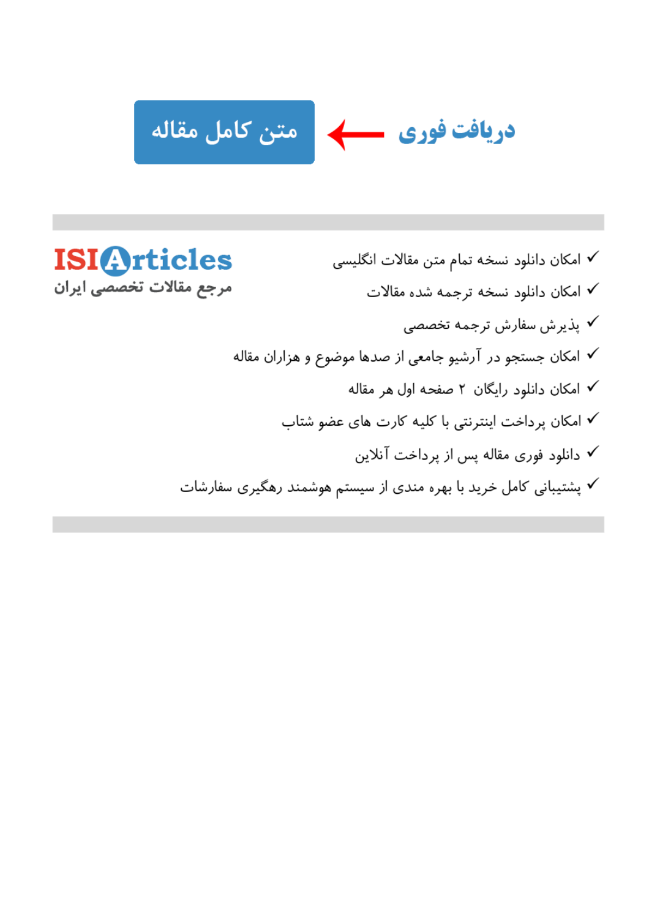دریافت فوری ← متن کامل مقاله

**ISIArticles**
مرجع مقالات تخصصی ایران

- ✓ امکان دانلود نسخه تمام متن مقالات انگلیسی
- ✓ امکان دانلود نسخه ترجمه شده مقالات
- ✓ پذیرش سفارش ترجمه تخصصی
- ✓ امکان جستجو در آرشیو جامعی از صدها موضوع و هزاران مقاله
- ✓ امکان دانلود رایگان ۲ صفحه اول هر مقاله
- ✓ امکان پرداخت اینترنتی با کلیه کارت های عضو شتاب
- ✓ دانلود فوری مقاله پس از پرداخت آنلاین
- ✓ پشتیبانی کامل خرید با بهره مندی از سیستم هوشمند رهگیری سفارشات